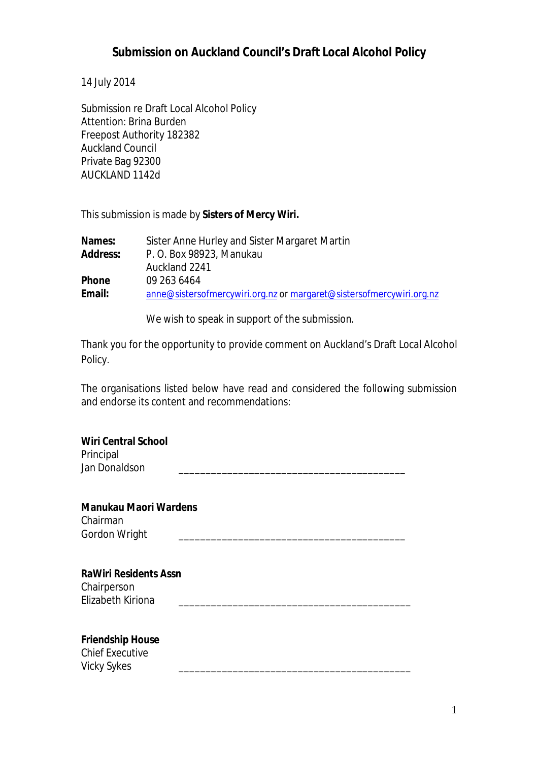# Submission on Auckland Council's Draft Local Alcohol Policy

14 July 2014

Submission re Draft Local Alcohol Policy
Attention: Brina Burden
Freepost Authority 182382
Auckland Council
Private Bag 92300
AUCKLAND 1142d

This submission is made by **Sisters of Mercy Wiri.**

**Names:** Sister Anne Hurley and Sister Margaret Martin
**Address:** P. O. Box 98923, Manukau
Auckland 2241
**Phone** 09 263 6464
**Email:** anne@sistersofmercywiri.org.nz or margaret@sistersofmercywiri.org.nz

We wish to speak in support of the submission.

Thank you for the opportunity to provide comment on Auckland's Draft Local Alcohol Policy.

The organisations listed below have read and considered the following submission and endorse its content and recommendations:

**Wiri Central School**
Principal
Jan Donaldson ________________________________________

**Manukau Maori Wardens**
Chairman
Gordon Wright ________________________________________

**RaWiri Residents Assn**
Chairperson
Elizabeth Kiriona ________________________________________

**Friendship House**
Chief Executive
Vicky Sykes ________________________________________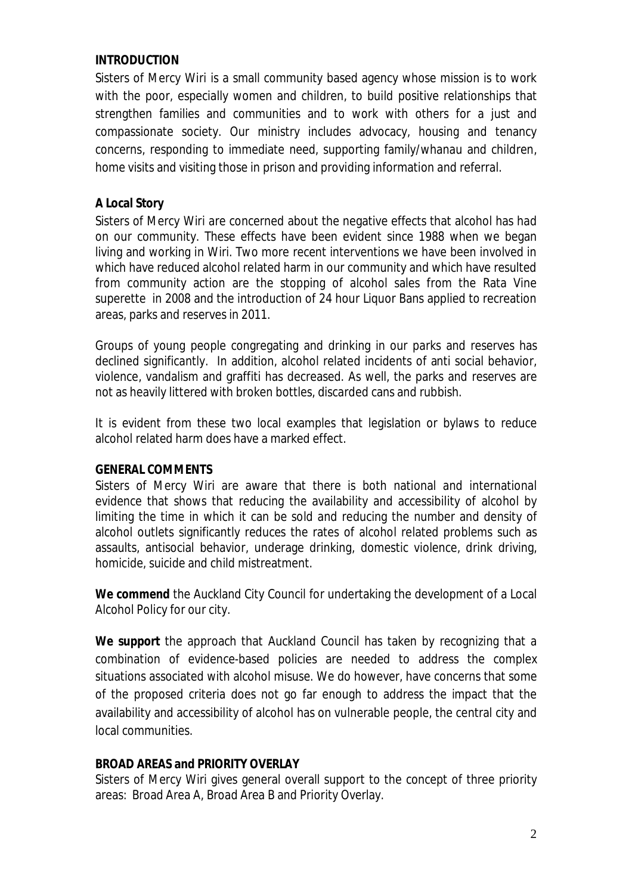## INTRODUCTION

Sisters of Mercy Wiri is a small community based agency whose mission is to work with the poor, especially women and children, to build positive relationships that strengthen families and communities and to work with others for a just and compassionate society. Our ministry includes advocacy, housing and tenancy concerns, responding to immediate need, supporting family/whanau and children, home visits and visiting those in prison and providing information and referral.

### A Local Story

Sisters of Mercy Wiri are concerned about the negative effects that alcohol has had on our community. These effects have been evident since 1988 when we began living and working in Wiri. Two more recent interventions we have been involved in which have reduced alcohol related harm in our community and which have resulted from community action are the stopping of alcohol sales from the Rata Vine superette in 2008 and the introduction of 24 hour Liquor Bans applied to recreation areas, parks and reserves in 2011.

Groups of young people congregating and drinking in our parks and reserves has declined significantly. In addition, alcohol related incidents of anti social behavior, violence, vandalism and graffiti has decreased. As well, the parks and reserves are not as heavily littered with broken bottles, discarded cans and rubbish.

It is evident from these two local examples that legislation or bylaws to reduce alcohol related harm does have a marked effect.

## GENERAL COMMENTS

Sisters of Mercy Wiri are aware that there is both national and international evidence that shows that reducing the availability and accessibility of alcohol by limiting the time in which it can be sold and reducing the number and density of alcohol outlets significantly reduces the rates of alcohol related problems such as assaults, antisocial behavior, underage drinking, domestic violence, drink driving, homicide, suicide and child mistreatment.

**We commend** the Auckland City Council for undertaking the development of a Local Alcohol Policy for our city.

**We support** the approach that Auckland Council has taken by recognizing that a combination of evidence-based policies are needed to address the complex situations associated with alcohol misuse. We do however, have concerns that some of the proposed criteria does not go far enough to address the impact that the availability and accessibility of alcohol has on vulnerable people, the central city and local communities.

## BROAD AREAS and PRIORITY OVERLAY

Sisters of Mercy Wiri gives general overall support to the concept of three priority areas: Broad Area A, Broad Area B and Priority Overlay.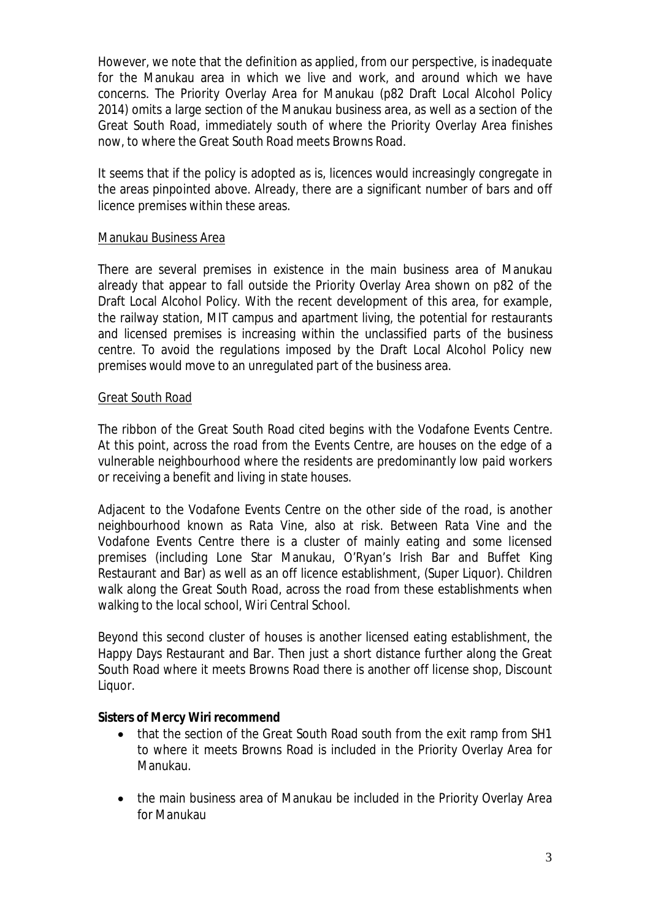However, we note that the definition as applied, from our perspective, is inadequate for the Manukau area in which we live and work, and around which we have concerns. The Priority Overlay Area for Manukau (p82 Draft Local Alcohol Policy 2014) omits a large section of the Manukau business area, as well as a section of the Great South Road, immediately south of where the Priority Overlay Area finishes now, to where the Great South Road meets Browns Road.

It seems that if the policy is adopted as is, licences would increasingly congregate in the areas pinpointed above. Already, there are a significant number of bars and off licence premises within these areas.

<u>Manukau Business Area</u>

There are several premises in existence in the main business area of Manukau already that appear to fall outside the Priority Overlay Area shown on p82 of the Draft Local Alcohol Policy. With the recent development of this area, for example, the railway station, MIT campus and apartment living, the potential for restaurants and licensed premises is increasing within the unclassified parts of the business centre. To avoid the regulations imposed by the Draft Local Alcohol Policy new premises would move to an unregulated part of the business area.

<u>Great South Road</u>

The ribbon of the Great South Road cited begins with the Vodafone Events Centre. At this point, across the road from the Events Centre, are houses on the edge of a vulnerable neighbourhood where the residents are predominantly low paid workers or receiving a benefit and living in state houses.

Adjacent to the Vodafone Events Centre on the other side of the road, is another neighbourhood known as Rata Vine, also at risk. Between Rata Vine and the Vodafone Events Centre there is a cluster of mainly eating and some licensed premises (including Lone Star Manukau, O'Ryan's Irish Bar and Buffet King Restaurant and Bar) as well as an off licence establishment, (Super Liquor). Children walk along the Great South Road, across the road from these establishments when walking to the local school, Wiri Central School.

Beyond this second cluster of houses is another licensed eating establishment, the Happy Days Restaurant and Bar. Then just a short distance further along the Great South Road where it meets Browns Road there is another off license shop, Discount Liquor.

**Sisters of Mercy Wiri recommend**

- that the section of the Great South Road south from the exit ramp from SH1 to where it meets Browns Road is included in the Priority Overlay Area for Manukau.
- the main business area of Manukau be included in the Priority Overlay Area for Manukau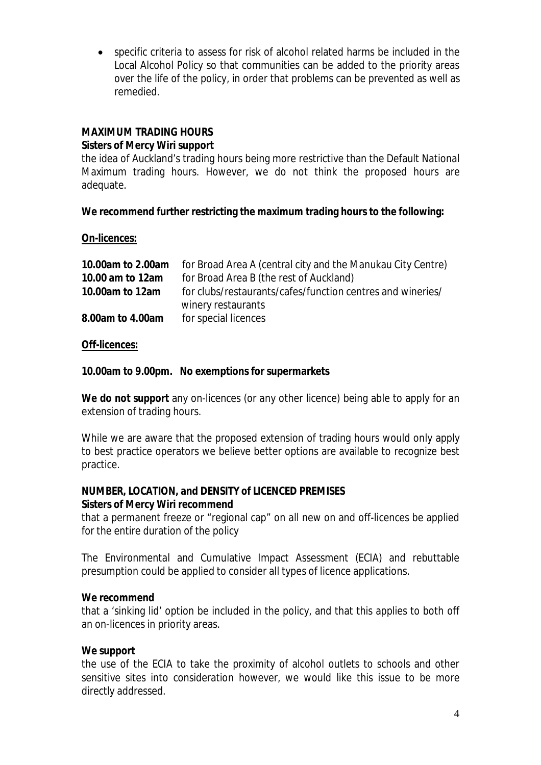- specific criteria to assess for risk of alcohol related harms be included in the Local Alcohol Policy so that communities can be added to the priority areas over the life of the policy, in order that problems can be prevented as well as remedied.

**MAXIMUM TRADING HOURS**

**Sisters of Mercy Wiri support**

the idea of Auckland's trading hours being more restrictive than the Default National Maximum trading hours. However, we do not think the proposed hours are adequate.

**We recommend further restricting the maximum trading hours to the following:**

**On-licences:**

| | |
|---|---|
| **10.00am to 2.00am** | for Broad Area A (central city and the Manukau City Centre) |
| **10.00 am to 12am** | for Broad Area B (the rest of Auckland) |
| **10.00am to 12am** | for clubs/restaurants/cafes/function centres and wineries/ winery restaurants |
| **8.00am to 4.00am** | for special licences |

**Off-licences:**

**10.00am to 9.00pm. No exemptions for supermarkets**

**We do not support** any on-licences (or any other licence) being able to apply for an extension of trading hours.

While we are aware that the proposed extension of trading hours would only apply to best practice operators we believe better options are available to recognize best practice.

**NUMBER, LOCATION, and DENSITY of LICENCED PREMISES**

**Sisters of Mercy Wiri recommend**

that a permanent freeze or "regional cap" on all new on and off-licences be applied for the entire duration of the policy

The Environmental and Cumulative Impact Assessment (ECIA) and rebuttable presumption could be applied to consider all types of licence applications.

**We recommend**

that a 'sinking lid' option be included in the policy, and that this applies to both off an on-licences in priority areas.

**We support**

the use of the ECIA to take the proximity of alcohol outlets to schools and other sensitive sites into consideration however, we would like this issue to be more directly addressed.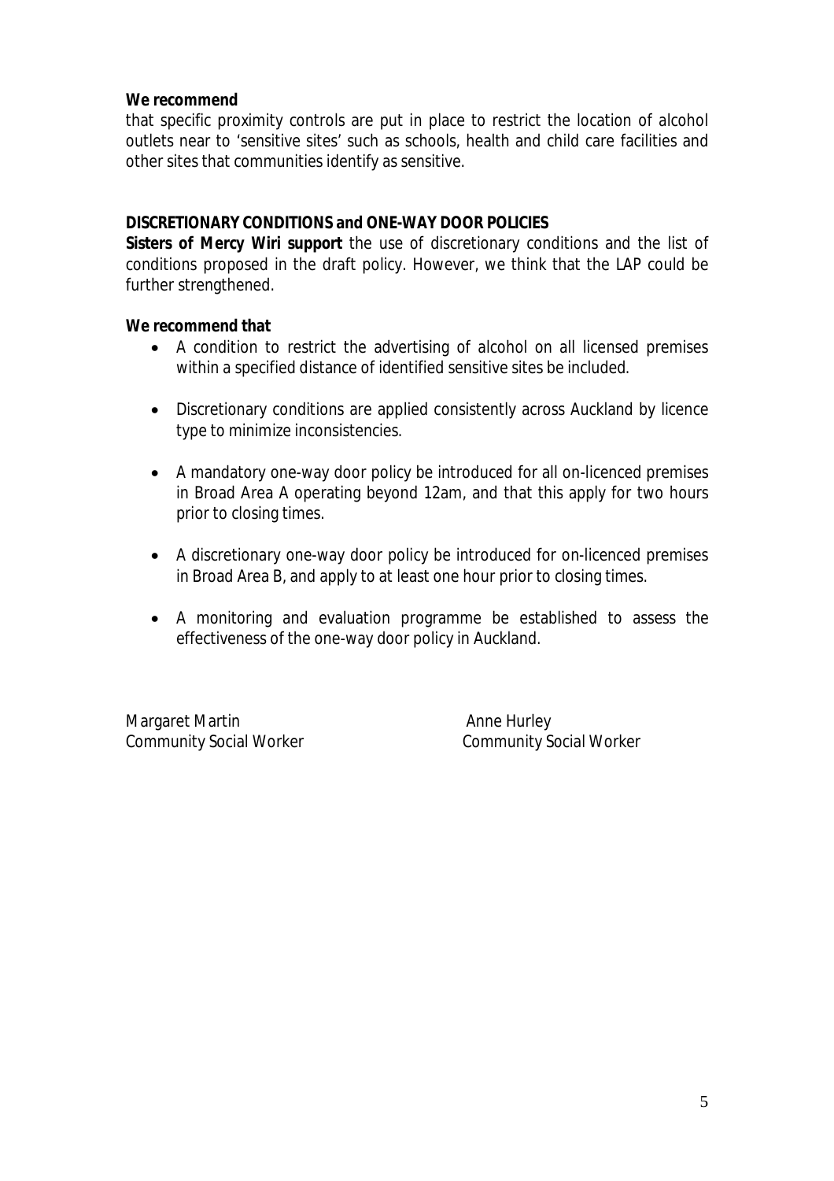**We recommend**
that specific proximity controls are put in place to restrict the location of alcohol outlets near to 'sensitive sites' such as schools, health and child care facilities and other sites that communities identify as sensitive.

**DISCRETIONARY CONDITIONS and ONE-WAY DOOR POLICIES**
**Sisters of Mercy Wiri support** the use of discretionary conditions and the list of conditions proposed in the draft policy. However, we think that the LAP could be further strengthened.

**We recommend that**

- A condition to restrict the advertising of alcohol on all licensed premises within a specified distance of identified sensitive sites be included.
- Discretionary conditions are applied consistently across Auckland by licence type to minimize inconsistencies.
- A mandatory one-way door policy be introduced for all on-licenced premises in Broad Area A operating beyond 12am, and that this apply for two hours prior to closing times.
- A discretionary one-way door policy be introduced for on-licenced premises in Broad Area B, and apply to at least one hour prior to closing times.
- A monitoring and evaluation programme be established to assess the effectiveness of the one-way door policy in Auckland.

Margaret Martin
Community Social Worker

Anne Hurley
Community Social Worker